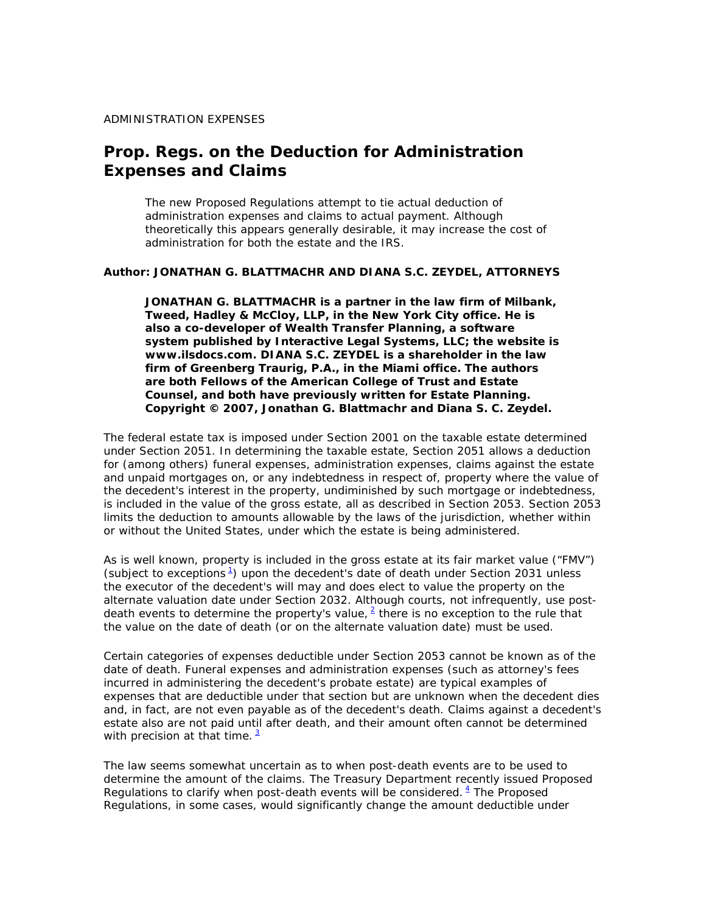ADMINISTRATION EXPENSES

# Prop. Regs. on the Deduction for Administration Expenses and Claims

> The new Proposed Regulations attempt to tie actual deduction of administration expenses and claims to actual payment. Although theoretically this appears generally desirable, it may increase the cost of administration for both the estate and the IRS.

**Author: JONATHAN G. BLATTMACHR AND DIANA S.C. ZEYDEL, ATTORNEYS**

> **JONATHAN G. BLATTMACHR is a partner in the law firm of Milbank, Tweed, Hadley & McCloy, LLP, in the New York City office. He is also a co-developer of Wealth Transfer Planning, a software system published by Interactive Legal Systems, LLC; the website is www.ilsdocs.com. DIANA S.C. ZEYDEL is a shareholder in the law firm of Greenberg Traurig, P.A., in the Miami office. The authors are both Fellows of the American College of Trust and Estate Counsel, and both have previously written for Estate Planning. Copyright © 2007, Jonathan G. Blattmachr and Diana S. C. Zeydel.**

The federal estate tax is imposed under Section 2001 on the taxable estate determined under Section 2051. In determining the taxable estate, Section 2051 allows a deduction for (among others) funeral expenses, administration expenses, claims against the estate and unpaid mortgages on, or any indebtedness in respect of, property where the value of the decedent's interest in the property, undiminished by such mortgage or indebtedness, is included in the value of the gross estate, all as described in Section 2053. Section 2053 limits the deduction to amounts allowable by the laws of the jurisdiction, whether within or without the United States, under which the estate is being administered.

As is well known, property is included in the gross estate at its fair market value ("FMV") (subject to exceptions [1]) upon the decedent's date of death under Section 2031 unless the executor of the decedent's will may and does elect to value the property on the alternate valuation date under Section 2032. Although courts, not infrequently, use post-death events to determine the property's value, [2] there is no exception to the rule that the value on the date of death (or on the alternate valuation date) must be used.

Certain categories of expenses deductible under Section 2053 cannot be known as of the date of death. Funeral expenses and administration expenses (such as attorney's fees incurred in administering the decedent's probate estate) are typical examples of expenses that are deductible under that section but are unknown when the decedent dies and, in fact, are not even payable as of the decedent's death. Claims against a decedent's estate also are not paid until after death, and their amount often cannot be determined with precision at that time. [3]

The law seems somewhat uncertain as to when post-death events are to be used to determine the amount of the claims. The Treasury Department recently issued Proposed Regulations to clarify when post-death events will be considered. [4] The Proposed Regulations, in some cases, would significantly change the amount deductible under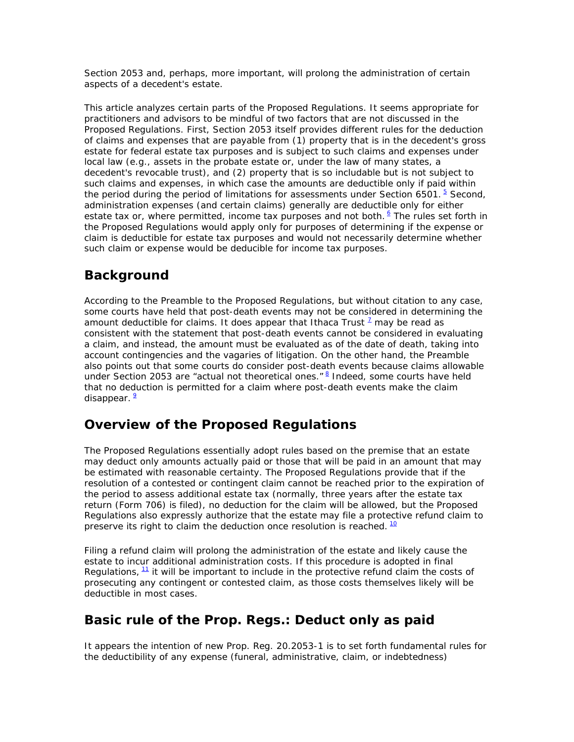Section 2053 and, perhaps, more important, will prolong the administration of certain aspects of a decedent's estate.

This article analyzes certain parts of the Proposed Regulations. It seems appropriate for practitioners and advisors to be mindful of two factors that are not discussed in the Proposed Regulations. First, Section 2053 itself provides different rules for the deduction of claims and expenses that are payable from (1) property that is in the decedent's gross estate for federal estate tax purposes and is subject to such claims and expenses under local law (e.g., assets in the probate estate or, under the law of many states, a decedent's revocable trust), and (2) property that is so includable but is not subject to such claims and expenses, in which case the amounts are deductible only if paid within the period during the period of limitations for assessments under Section 6501. [5] Second, administration expenses (and certain claims) generally are deductible only for either estate tax or, where permitted, income tax purposes and not both. [6] The rules set forth in the Proposed Regulations would apply only for purposes of determining if the expense or claim is deductible for estate tax purposes and would not necessarily determine whether such claim or expense would be deducible for income tax purposes.

## Background

According to the Preamble to the Proposed Regulations, but without citation to any case, some courts have held that post-death events may not be considered in determining the amount deductible for claims. It does appear that Ithaca Trust [7] may be read as consistent with the statement that post-death events cannot be considered in evaluating a claim, and instead, the amount must be evaluated as of the date of death, taking into account contingencies and the vagaries of litigation. On the other hand, the Preamble also points out that some courts do consider post-death events because claims allowable under Section 2053 are "actual not theoretical ones." [8] Indeed, some courts have held that no deduction is permitted for a claim where post-death events make the claim disappear. [9]

## Overview of the Proposed Regulations

The Proposed Regulations essentially adopt rules based on the premise that an estate may deduct only amounts actually paid or those that will be paid in an amount that may be estimated with reasonable certainty. The Proposed Regulations provide that if the resolution of a contested or contingent claim cannot be reached prior to the expiration of the period to assess additional estate tax (normally, three years after the estate tax return (Form 706) is filed), no deduction for the claim will be allowed, but the Proposed Regulations also expressly authorize that the estate may file a protective refund claim to preserve its right to claim the deduction once resolution is reached. [10]

Filing a refund claim will prolong the administration of the estate and likely cause the estate to incur additional administration costs. If this procedure is adopted in final Regulations, [11] it will be important to include in the protective refund claim the costs of prosecuting any contingent or contested claim, as those costs themselves likely will be deductible in most cases.

## Basic rule of the Prop. Regs.: Deduct only as paid

It appears the intention of new Prop. Reg. 20.2053-1 is to set forth fundamental rules for the deductibility of any expense (funeral, administrative, claim, or indebtedness)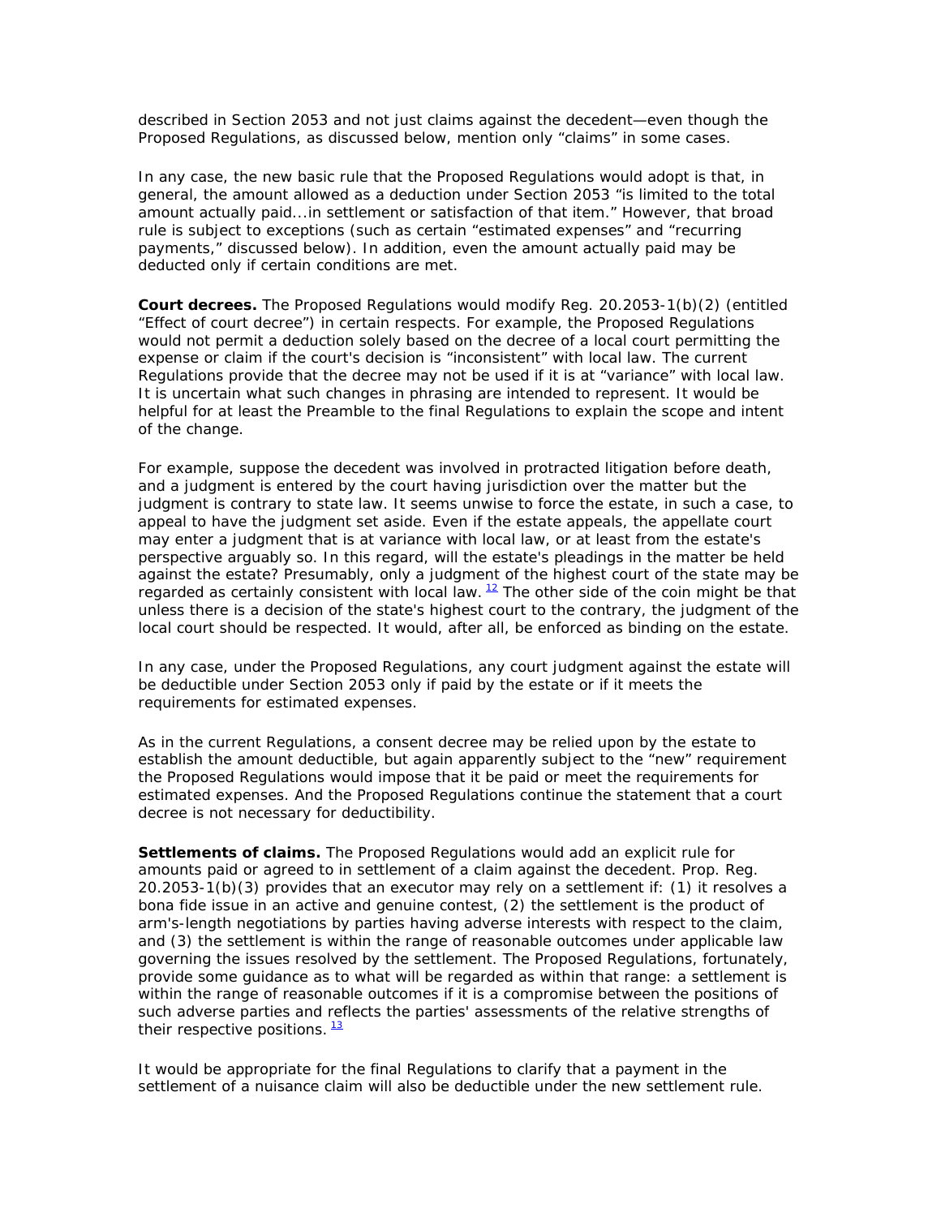described in Section 2053 and not just claims against the decedent—even though the Proposed Regulations, as discussed below, mention only "claims" in some cases.

In any case, the new basic rule that the Proposed Regulations would adopt is that, in general, the amount allowed as a deduction under Section 2053 "is limited to the total amount actually paid...in settlement or satisfaction of that item." However, that broad rule is subject to exceptions (such as certain "estimated expenses" and "recurring payments," discussed below). In addition, even the amount actually paid may be deducted only if certain conditions are met.

**Court decrees.** The Proposed Regulations would modify Reg. 20.2053-1(b)(2) (entitled "Effect of court decree") in certain respects. For example, the Proposed Regulations would not permit a deduction solely based on the decree of a local court permitting the expense or claim if the court's decision is "inconsistent" with local law. The current Regulations provide that the decree may not be used if it is at "variance" with local law. It is uncertain what such changes in phrasing are intended to represent. It would be helpful for at least the Preamble to the final Regulations to explain the scope and intent of the change.

For example, suppose the decedent was involved in protracted litigation before death, and a judgment is entered by the court having jurisdiction over the matter but the judgment is contrary to state law. It seems unwise to force the estate, in such a case, to appeal to have the judgment set aside. Even if the estate appeals, the appellate court may enter a judgment that is at variance with local law, or at least from the estate's perspective arguably so. In this regard, will the estate's pleadings in the matter be held against the estate? Presumably, only a judgment of the highest court of the state may be regarded as certainly consistent with local law. [12] The other side of the coin might be that unless there is a decision of the state's highest court to the contrary, the judgment of the local court should be respected. It would, after all, be enforced as binding on the estate.

In any case, under the Proposed Regulations, any court judgment against the estate will be deductible under Section 2053 only if paid by the estate or if it meets the requirements for estimated expenses.

As in the current Regulations, a consent decree may be relied upon by the estate to establish the amount deductible, but again apparently subject to the "new" requirement the Proposed Regulations would impose that it be paid or meet the requirements for estimated expenses. And the Proposed Regulations continue the statement that a court decree is not necessary for deductibility.

**Settlements of claims.** The Proposed Regulations would add an explicit rule for amounts paid or agreed to in settlement of a claim against the decedent. Prop. Reg. 20.2053-1(b)(3) provides that an executor may rely on a settlement if: (1) it resolves a bona fide issue in an active and genuine contest, (2) the settlement is the product of arm's-length negotiations by parties having adverse interests with respect to the claim, and (3) the settlement is within the range of reasonable outcomes under applicable law governing the issues resolved by the settlement. The Proposed Regulations, fortunately, provide some guidance as to what will be regarded as within that range: a settlement is within the range of reasonable outcomes if it is a compromise between the positions of such adverse parties and reflects the parties' assessments of the relative strengths of their respective positions. [13]

It would be appropriate for the final Regulations to clarify that a payment in the settlement of a nuisance claim will also be deductible under the new settlement rule.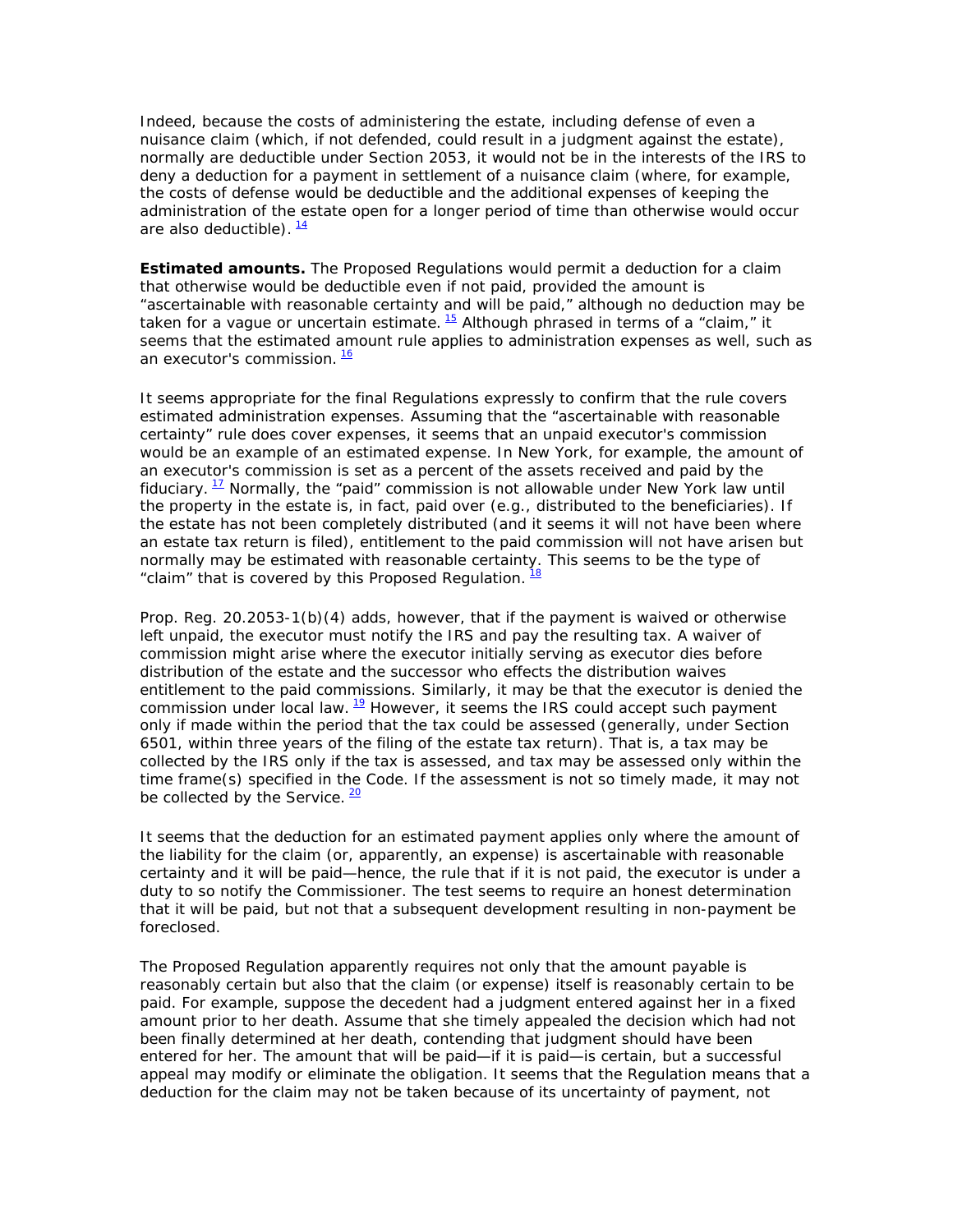Indeed, because the costs of administering the estate, including defense of even a nuisance claim (which, if not defended, could result in a judgment against the estate), normally are deductible under Section 2053, it would not be in the interests of the IRS to deny a deduction for a payment in settlement of a nuisance claim (where, for example, the costs of defense would be deductible and the additional expenses of keeping the administration of the estate open for a longer period of time than otherwise would occur are also deductible). [14]

**Estimated amounts.** The Proposed Regulations would permit a deduction for a claim that otherwise would be deductible even if not paid, provided the amount is "ascertainable with reasonable certainty and will be paid," although no deduction may be taken for a vague or uncertain estimate. [15] Although phrased in terms of a "claim," it seems that the estimated amount rule applies to administration expenses as well, such as an executor's commission. [16]

It seems appropriate for the final Regulations expressly to confirm that the rule covers estimated administration expenses. Assuming that the "ascertainable with reasonable certainty" rule does cover expenses, it seems that an unpaid executor's commission would be an example of an estimated expense. In New York, for example, the amount of an executor's commission is set as a percent of the assets received and paid by the fiduciary. [17] Normally, the "paid" commission is not allowable under New York law until the property in the estate is, in fact, paid over (e.g., distributed to the beneficiaries). If the estate has not been completely distributed (and it seems it will not have been where an estate tax return is filed), entitlement to the paid commission will not have arisen but normally may be estimated with reasonable certainty. This seems to be the type of "claim" that is covered by this Proposed Regulation. [18]

Prop. Reg. 20.2053-1(b)(4) adds, however, that if the payment is waived or otherwise left unpaid, the executor must notify the IRS and pay the resulting tax. A waiver of commission might arise where the executor initially serving as executor dies before distribution of the estate and the successor who effects the distribution waives entitlement to the paid commissions. Similarly, it may be that the executor is denied the commission under local law. [19] However, it seems the IRS could accept such payment only if made within the period that the tax could be assessed (generally, under Section 6501, within three years of the filing of the estate tax return). That is, a tax may be collected by the IRS only if the tax is assessed, and tax may be assessed only within the time frame(s) specified in the Code. If the assessment is not so timely made, it may not be collected by the Service. [20]

It seems that the deduction for an estimated payment applies only where the amount of the liability for the claim (or, apparently, an expense) is ascertainable with reasonable certainty and it will be paid—hence, the rule that if it is not paid, the executor is under a duty to so notify the Commissioner. The test seems to require an honest determination that it will be paid, but not that a subsequent development resulting in non-payment be foreclosed.

The Proposed Regulation apparently requires not only that the amount payable is reasonably certain but also that the claim (or expense) itself is reasonably certain to be paid. For example, suppose the decedent had a judgment entered against her in a fixed amount prior to her death. Assume that she timely appealed the decision which had not been finally determined at her death, contending that judgment should have been entered for her. The amount that will be paid—if it is paid—is certain, but a successful appeal may modify or eliminate the obligation. It seems that the Regulation means that a deduction for the claim may not be taken because of its uncertainty of payment, not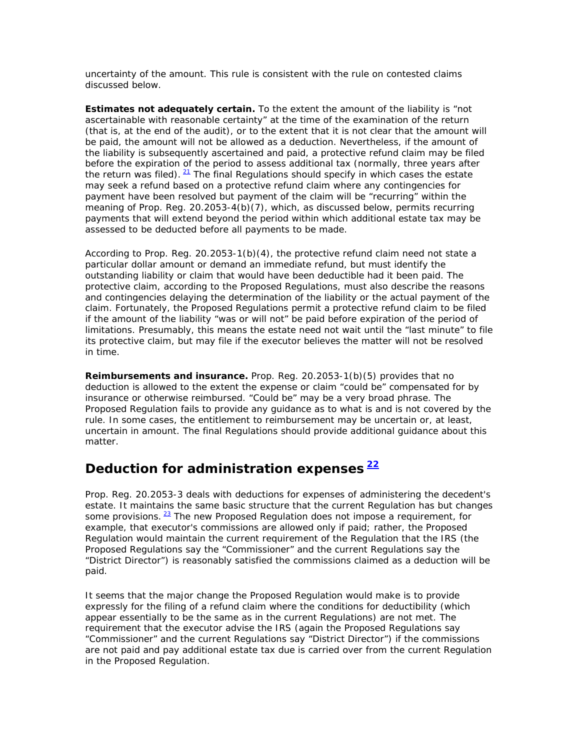uncertainty of the amount. This rule is consistent with the rule on contested claims discussed below.

**Estimates not adequately certain.** To the extent the amount of the liability is "not ascertainable with reasonable certainty" at the time of the examination of the return (that is, at the end of the audit), or to the extent that it is not clear that the amount will be paid, the amount will not be allowed as a deduction. Nevertheless, if the amount of the liability is subsequently ascertained and paid, a protective refund claim may be filed before the expiration of the period to assess additional tax (normally, three years after the return was filed). [21] The final Regulations should specify in which cases the estate may seek a refund based on a protective refund claim where any contingencies for payment have been resolved but payment of the claim will be "recurring" within the meaning of Prop. Reg. 20.2053-4(b)(7), which, as discussed below, permits recurring payments that will extend beyond the period within which additional estate tax may be assessed to be deducted before all payments to be made.

According to Prop. Reg. 20.2053-1(b)(4), the protective refund claim need not state a particular dollar amount or demand an immediate refund, but must identify the outstanding liability or claim that would have been deductible had it been paid. The protective claim, according to the Proposed Regulations, must also describe the reasons and contingencies delaying the determination of the liability or the actual payment of the claim. Fortunately, the Proposed Regulations permit a protective refund claim to be filed if the amount of the liability "was or will not" be paid before expiration of the period of limitations. Presumably, this means the estate need not wait until the "last minute" to file its protective claim, but may file if the executor believes the matter will not be resolved in time.

**Reimbursements and insurance.** Prop. Reg. 20.2053-1(b)(5) provides that no deduction is allowed to the extent the expense or claim "could be" compensated for by insurance or otherwise reimbursed. "Could be" may be a very broad phrase. The Proposed Regulation fails to provide any guidance as to what is and is not covered by the rule. In some cases, the entitlement to reimbursement may be uncertain or, at least, uncertain in amount. The final Regulations should provide additional guidance about this matter.

## Deduction for administration expenses [22]

Prop. Reg. 20.2053-3 deals with deductions for expenses of administering the decedent's estate. It maintains the same basic structure that the current Regulation has but changes some provisions. [23] The new Proposed Regulation does not impose a requirement, for example, that executor's commissions are allowed only if paid; rather, the Proposed Regulation would maintain the current requirement of the Regulation that the IRS (the Proposed Regulations say the "Commissioner" and the current Regulations say the "District Director") is reasonably satisfied the commissions claimed as a deduction will be paid.

It seems that the major change the Proposed Regulation would make is to provide expressly for the filing of a refund claim where the conditions for deductibility (which appear essentially to be the same as in the current Regulations) are not met. The requirement that the executor advise the IRS (again the Proposed Regulations say "Commissioner" and the current Regulations say "District Director") if the commissions are not paid and pay additional estate tax due is carried over from the current Regulation in the Proposed Regulation.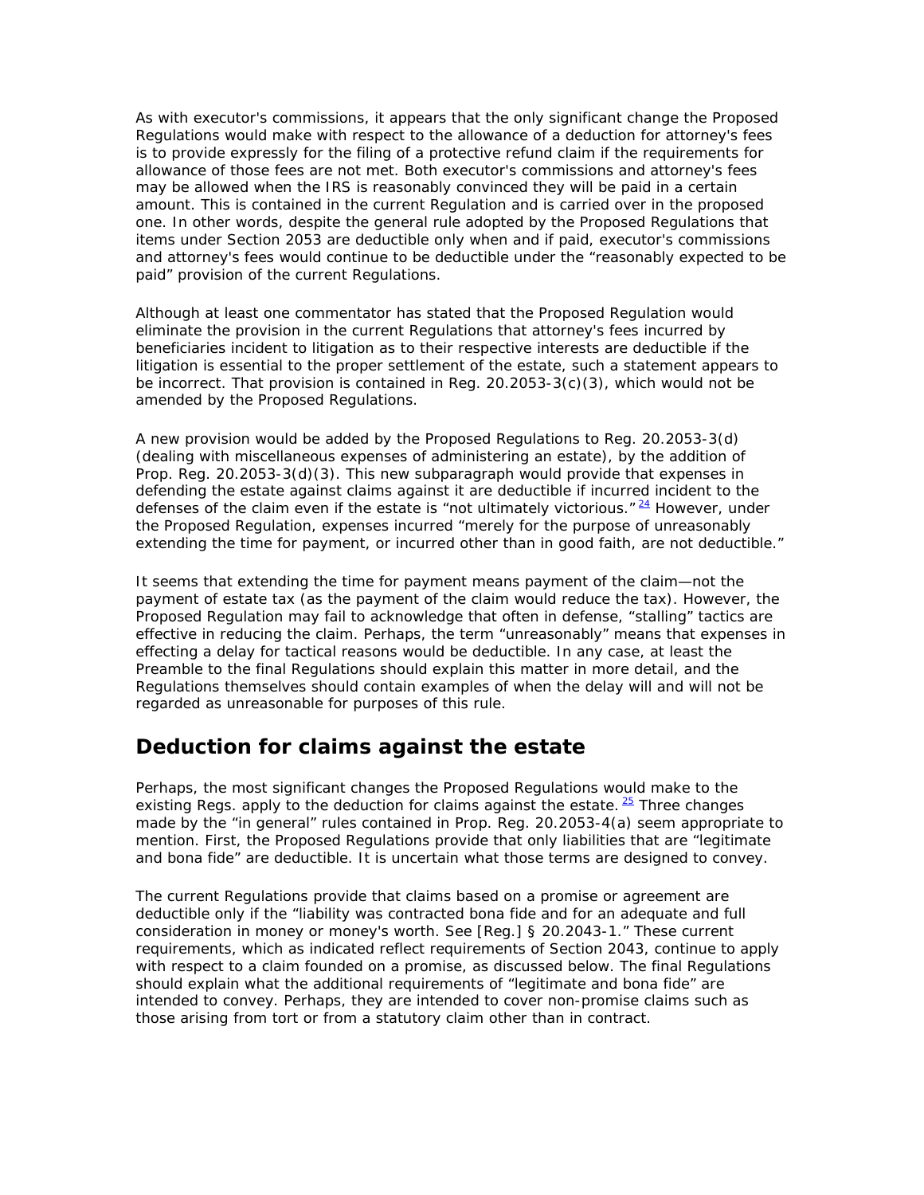As with executor's commissions, it appears that the only significant change the Proposed Regulations would make with respect to the allowance of a deduction for attorney's fees is to provide expressly for the filing of a protective refund claim if the requirements for allowance of those fees are not met. Both executor's commissions and attorney's fees may be allowed when the IRS is reasonably convinced they will be paid in a certain amount. This is contained in the current Regulation and is carried over in the proposed one. In other words, despite the general rule adopted by the Proposed Regulations that items under Section 2053 are deductible only when and if paid, executor's commissions and attorney's fees would continue to be deductible under the "reasonably expected to be paid" provision of the current Regulations.

Although at least one commentator has stated that the Proposed Regulation would eliminate the provision in the current Regulations that attorney's fees incurred by beneficiaries incident to litigation as to their respective interests are deductible if the litigation is essential to the proper settlement of the estate, such a statement appears to be incorrect. That provision is contained in Reg. 20.2053-3(c)(3), which would not be amended by the Proposed Regulations.

A new provision would be added by the Proposed Regulations to Reg. 20.2053-3(d) (dealing with miscellaneous expenses of administering an estate), by the addition of Prop. Reg. 20.2053-3(d)(3). This new subparagraph would provide that expenses in defending the estate against claims against it are deductible if incurred incident to the defenses of the claim even if the estate is "not ultimately victorious."[24] However, under the Proposed Regulation, expenses incurred "merely for the purpose of unreasonably extending the time for payment, or incurred other than in good faith, are not deductible."

It seems that extending the time for payment means payment of the claim—not the payment of estate tax (as the payment of the claim would reduce the tax). However, the Proposed Regulation may fail to acknowledge that often in defense, "stalling" tactics are effective in reducing the claim. Perhaps, the term "unreasonably" means that expenses in effecting a delay for tactical reasons would be deductible. In any case, at least the Preamble to the final Regulations should explain this matter in more detail, and the Regulations themselves should contain examples of when the delay will and will not be regarded as unreasonable for purposes of this rule.

## Deduction for claims against the estate

Perhaps, the most significant changes the Proposed Regulations would make to the existing Regs. apply to the deduction for claims against the estate.[25] Three changes made by the "in general" rules contained in Prop. Reg. 20.2053-4(a) seem appropriate to mention. First, the Proposed Regulations provide that only liabilities that are "legitimate and bona fide" are deductible. It is uncertain what those terms are designed to convey.

The current Regulations provide that claims based on a promise or agreement are deductible only if the "liability was contracted bona fide and for an adequate and full consideration in money or money's worth. See [Reg.] § 20.2043-1." These current requirements, which as indicated reflect requirements of Section 2043, continue to apply with respect to a claim founded on a promise, as discussed below. The final Regulations should explain what the additional requirements of "legitimate and bona fide" are intended to convey. Perhaps, they are intended to cover non-promise claims such as those arising from tort or from a statutory claim other than in contract.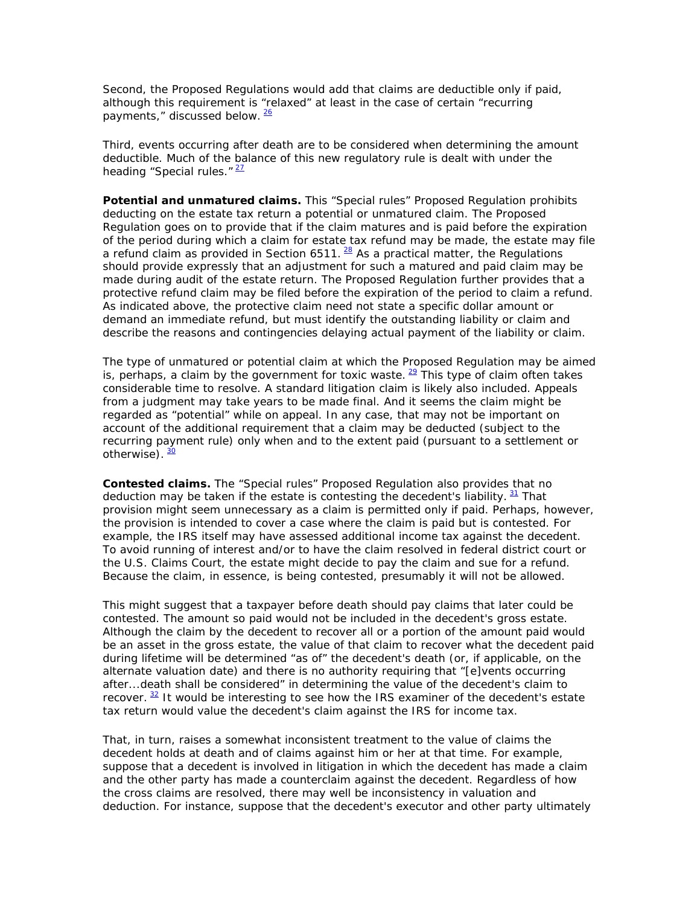Second, the Proposed Regulations would add that claims are deductible only if paid, although this requirement is "relaxed" at least in the case of certain "recurring payments," discussed below. [26]

Third, events occurring after death are to be considered when determining the amount deductible. Much of the balance of this new regulatory rule is dealt with under the heading "Special rules." [27]

**Potential and unmatured claims.** This "Special rules" Proposed Regulation prohibits deducting on the estate tax return a potential or unmatured claim. The Proposed Regulation goes on to provide that if the claim matures and is paid before the expiration of the period during which a claim for estate tax refund may be made, the estate may file a refund claim as provided in Section 6511. [28] As a practical matter, the Regulations should provide expressly that an adjustment for such a matured and paid claim may be made during audit of the estate return. The Proposed Regulation further provides that a protective refund claim may be filed before the expiration of the period to claim a refund. As indicated above, the protective claim need not state a specific dollar amount or demand an immediate refund, but must identify the outstanding liability or claim and describe the reasons and contingencies delaying actual payment of the liability or claim.

The type of unmatured or potential claim at which the Proposed Regulation may be aimed is, perhaps, a claim by the government for toxic waste. [29] This type of claim often takes considerable time to resolve. A standard litigation claim is likely also included. Appeals from a judgment may take years to be made final. And it seems the claim might be regarded as "potential" while on appeal. In any case, that may not be important on account of the additional requirement that a claim may be deducted (subject to the recurring payment rule) only when and to the extent paid (pursuant to a settlement or otherwise). [30]

**Contested claims.** The "Special rules" Proposed Regulation also provides that no deduction may be taken if the estate is contesting the decedent's liability. [31] That provision might seem unnecessary as a claim is permitted only if paid. Perhaps, however, the provision is intended to cover a case where the claim is paid but is contested. For example, the IRS itself may have assessed additional income tax against the decedent. To avoid running of interest and/or to have the claim resolved in federal district court or the U.S. Claims Court, the estate might decide to pay the claim and sue for a refund. Because the claim, in essence, is being contested, presumably it will not be allowed.

This might suggest that a taxpayer before death should pay claims that later could be contested. The amount so paid would not be included in the decedent's gross estate. Although the claim by the decedent to recover all or a portion of the amount paid would be an asset in the gross estate, the value of that claim to recover what the decedent paid during lifetime will be determined "as of" the decedent's death (or, if applicable, on the alternate valuation date) and there is no authority requiring that "[e]vents occurring after...death shall be considered" in determining the value of the decedent's claim to recover. [32] It would be interesting to see how the IRS examiner of the decedent's estate tax return would value the decedent's claim against the IRS for income tax.

That, in turn, raises a somewhat inconsistent treatment to the value of claims the decedent holds at death and of claims against him or her at that time. For example, suppose that a decedent is involved in litigation in which the decedent has made a claim and the other party has made a counterclaim against the decedent. Regardless of how the cross claims are resolved, there may well be inconsistency in valuation and deduction. For instance, suppose that the decedent's executor and other party ultimately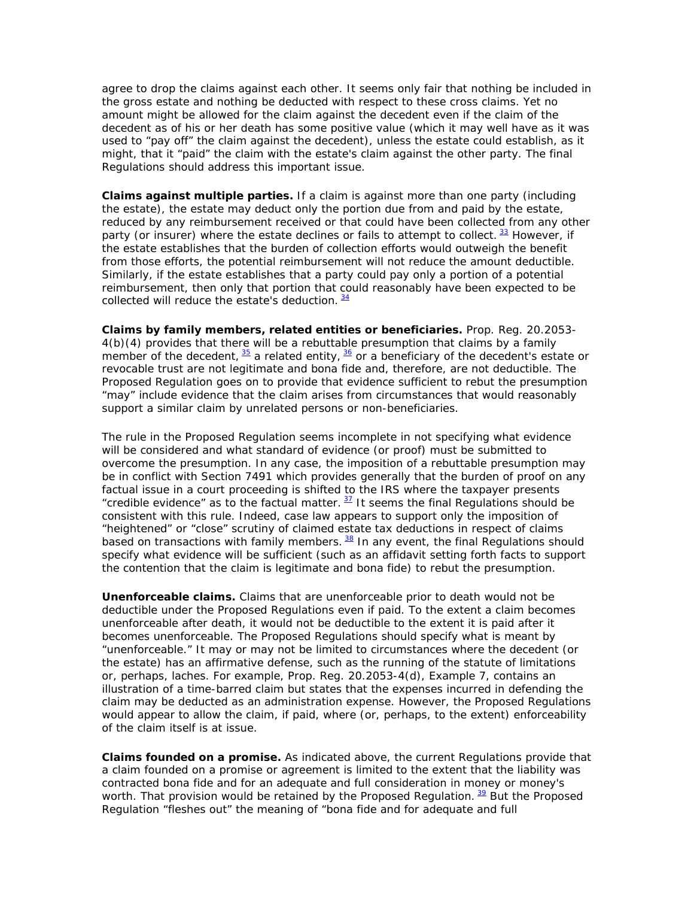agree to drop the claims against each other. It seems only fair that nothing be included in the gross estate and nothing be deducted with respect to these cross claims. Yet no amount might be allowed for the claim against the decedent even if the claim of the decedent as of his or her death has some positive value (which it may well have as it was used to "pay off" the claim against the decedent), unless the estate could establish, as it might, that it "paid" the claim with the estate's claim against the other party. The final Regulations should address this important issue.

**Claims against multiple parties.** If a claim is against more than one party (including the estate), the estate may deduct only the portion due from and paid by the estate, reduced by any reimbursement received or that could have been collected from any other party (or insurer) where the estate declines or fails to attempt to collect. [33] However, if the estate establishes that the burden of collection efforts would outweigh the benefit from those efforts, the potential reimbursement will not reduce the amount deductible. Similarly, if the estate establishes that a party could pay only a portion of a potential reimbursement, then only that portion that could reasonably have been expected to be collected will reduce the estate's deduction. [34]

**Claims by family members, related entities or beneficiaries.** Prop. Reg. 20.2053-4(b)(4) provides that there will be a rebuttable presumption that claims by a family member of the decedent, [35] a related entity, [36] or a beneficiary of the decedent's estate or revocable trust are not legitimate and bona fide and, therefore, are not deductible. The Proposed Regulation goes on to provide that evidence sufficient to rebut the presumption "may" include evidence that the claim arises from circumstances that would reasonably support a similar claim by unrelated persons or non-beneficiaries.

The rule in the Proposed Regulation seems incomplete in not specifying what evidence will be considered and what standard of evidence (or proof) must be submitted to overcome the presumption. In any case, the imposition of a rebuttable presumption may be in conflict with Section 7491 which provides generally that the burden of proof on any factual issue in a court proceeding is shifted to the IRS where the taxpayer presents "credible evidence" as to the factual matter. [37] It seems the final Regulations should be consistent with this rule. Indeed, case law appears to support only the imposition of "heightened" or "close" scrutiny of claimed estate tax deductions in respect of claims based on transactions with family members. [38] In any event, the final Regulations should specify what evidence will be sufficient (such as an affidavit setting forth facts to support the contention that the claim is legitimate and bona fide) to rebut the presumption.

**Unenforceable claims.** Claims that are unenforceable prior to death would not be deductible under the Proposed Regulations even if paid. To the extent a claim becomes unenforceable after death, it would not be deductible to the extent it is paid after it becomes unenforceable. The Proposed Regulations should specify what is meant by "unenforceable." It may or may not be limited to circumstances where the decedent (or the estate) has an affirmative defense, such as the running of the statute of limitations or, perhaps, laches. For example, Prop. Reg. 20.2053-4(d), Example 7, contains an illustration of a time-barred claim but states that the expenses incurred in defending the claim may be deducted as an administration expense. However, the Proposed Regulations would appear to allow the claim, if paid, where (or, perhaps, to the extent) enforceability of the claim itself is at issue.

**Claims founded on a promise.** As indicated above, the current Regulations provide that a claim founded on a promise or agreement is limited to the extent that the liability was contracted bona fide and for an adequate and full consideration in money or money's worth. That provision would be retained by the Proposed Regulation. [39] But the Proposed Regulation "fleshes out" the meaning of "bona fide and for adequate and full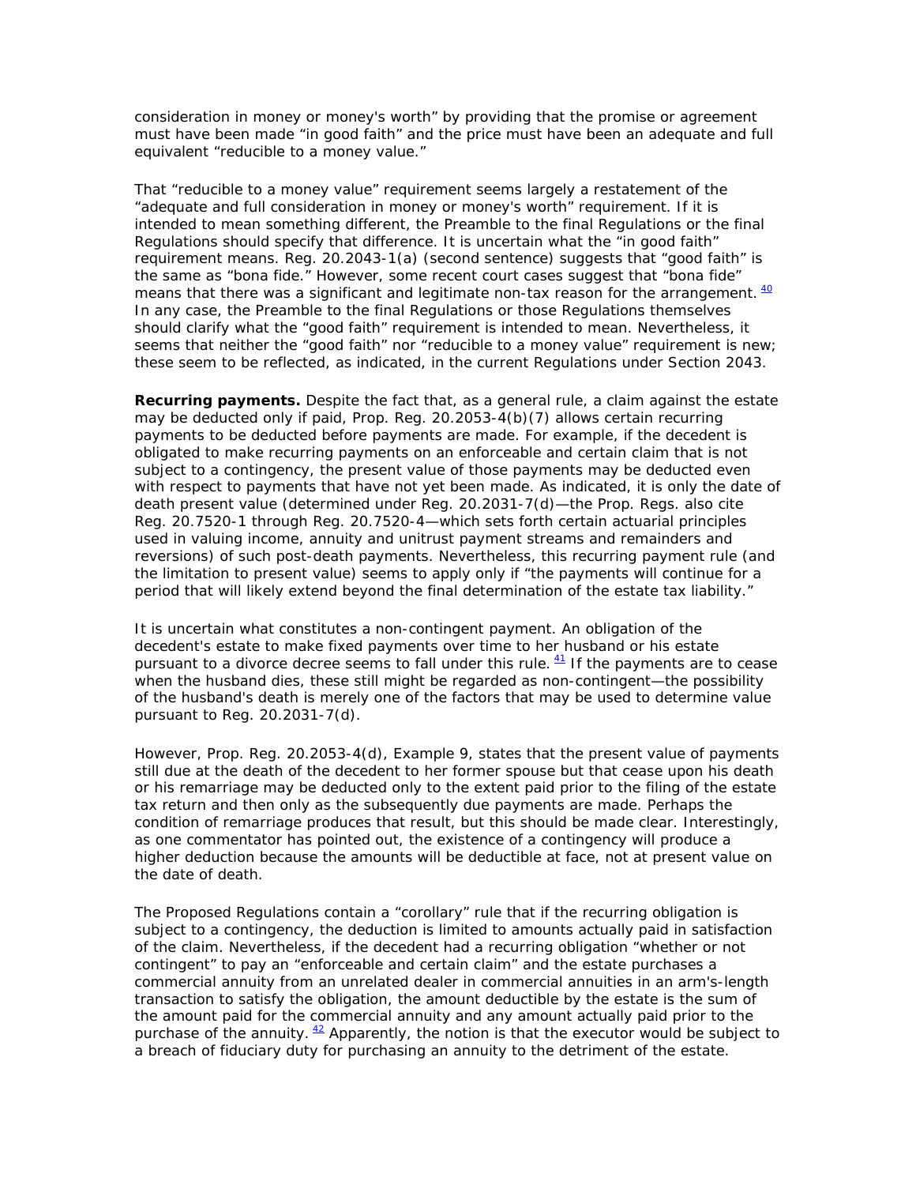consideration in money or money's worth" by providing that the promise or agreement must have been made "in good faith" and the price must have been an adequate and full equivalent "reducible to a money value."

That "reducible to a money value" requirement seems largely a restatement of the "adequate and full consideration in money or money's worth" requirement. If it is intended to mean something different, the Preamble to the final Regulations or the final Regulations should specify that difference. It is uncertain what the "in good faith" requirement means. Reg. 20.2043-1(a) (second sentence) suggests that "good faith" is the same as "bona fide." However, some recent court cases suggest that "bona fide" means that there was a significant and legitimate non-tax reason for the arrangement. [40] In any case, the Preamble to the final Regulations or those Regulations themselves should clarify what the "good faith" requirement is intended to mean. Nevertheless, it seems that neither the "good faith" nor "reducible to a money value" requirement is new; these seem to be reflected, as indicated, in the current Regulations under Section 2043.

**Recurring payments.** Despite the fact that, as a general rule, a claim against the estate may be deducted only if paid, Prop. Reg. 20.2053-4(b)(7) allows certain recurring payments to be deducted before payments are made. For example, if the decedent is obligated to make recurring payments on an enforceable and certain claim that is not subject to a contingency, the present value of those payments may be deducted even with respect to payments that have not yet been made. As indicated, it is only the date of death present value (determined under Reg. 20.2031-7(d)—the Prop. Regs. also cite Reg. 20.7520-1 through Reg. 20.7520-4—which sets forth certain actuarial principles used in valuing income, annuity and unitrust payment streams and remainders and reversions) of such post-death payments. Nevertheless, this recurring payment rule (and the limitation to present value) seems to apply only if "the payments will continue for a period that will likely extend beyond the final determination of the estate tax liability."

It is uncertain what constitutes a non-contingent payment. An obligation of the decedent's estate to make fixed payments over time to her husband or his estate pursuant to a divorce decree seems to fall under this rule. [41] If the payments are to cease when the husband dies, these still might be regarded as non-contingent—the possibility of the husband's death is merely one of the factors that may be used to determine value pursuant to Reg. 20.2031-7(d).

However, Prop. Reg. 20.2053-4(d), Example 9, states that the present value of payments still due at the death of the decedent to her former spouse but that cease upon his death or his remarriage may be deducted only to the extent paid prior to the filing of the estate tax return and then only as the subsequently due payments are made. Perhaps the condition of remarriage produces that result, but this should be made clear. Interestingly, as one commentator has pointed out, the existence of a contingency will produce a higher deduction because the amounts will be deductible at face, not at present value on the date of death.

The Proposed Regulations contain a "corollary" rule that if the recurring obligation is subject to a contingency, the deduction is limited to amounts actually paid in satisfaction of the claim. Nevertheless, if the decedent had a recurring obligation "whether or not contingent" to pay an "enforceable and certain claim" and the estate purchases a commercial annuity from an unrelated dealer in commercial annuities in an arm's-length transaction to satisfy the obligation, the amount deductible by the estate is the sum of the amount paid for the commercial annuity and any amount actually paid prior to the purchase of the annuity. [42] Apparently, the notion is that the executor would be subject to a breach of fiduciary duty for purchasing an annuity to the detriment of the estate.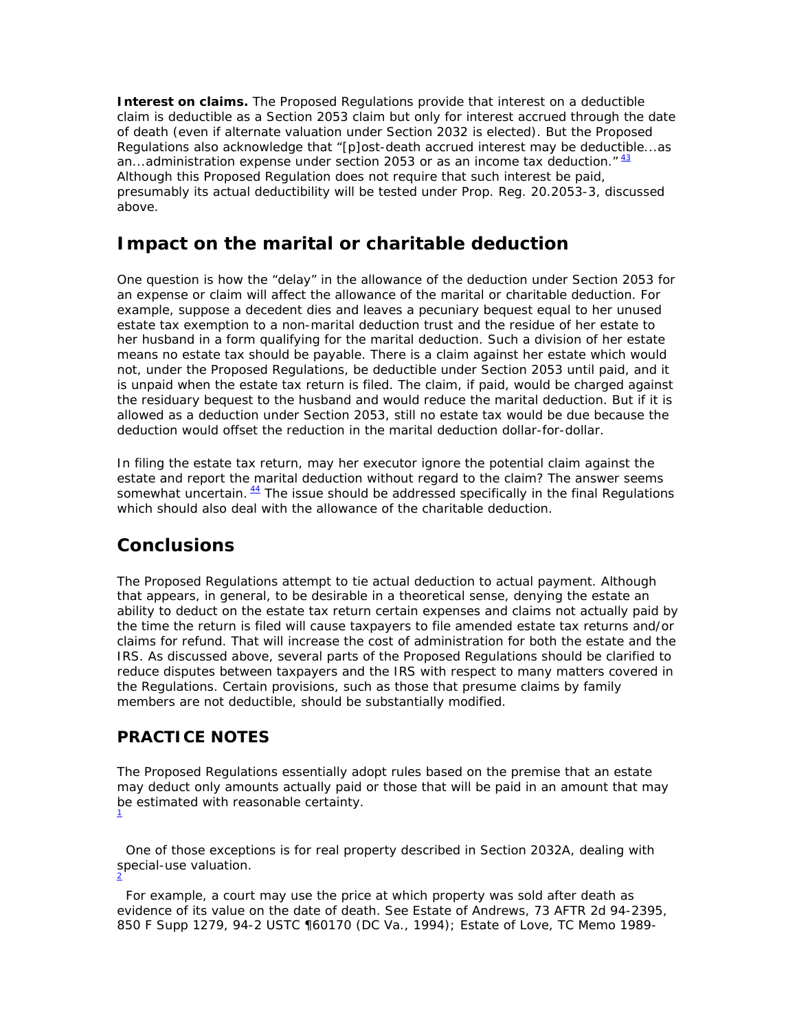**Interest on claims.** The Proposed Regulations provide that interest on a deductible claim is deductible as a Section 2053 claim but only for interest accrued through the date of death (even if alternate valuation under Section 2032 is elected). But the Proposed Regulations also acknowledge that "[p]ost-death accrued interest may be deductible...as an...administration expense under section 2053 or as an income tax deduction."[43] Although this Proposed Regulation does not require that such interest be paid, presumably its actual deductibility will be tested under Prop. Reg. 20.2053-3, discussed above.

## Impact on the marital or charitable deduction

One question is how the "delay" in the allowance of the deduction under Section 2053 for an expense or claim will affect the allowance of the marital or charitable deduction. For example, suppose a decedent dies and leaves a pecuniary bequest equal to her unused estate tax exemption to a non-marital deduction trust and the residue of her estate to her husband in a form qualifying for the marital deduction. Such a division of her estate means no estate tax should be payable. There is a claim against her estate which would not, under the Proposed Regulations, be deductible under Section 2053 until paid, and it is unpaid when the estate tax return is filed. The claim, if paid, would be charged against the residuary bequest to the husband and would reduce the marital deduction. But if it is allowed as a deduction under Section 2053, still no estate tax would be due because the deduction would offset the reduction in the marital deduction dollar-for-dollar.

In filing the estate tax return, may her executor ignore the potential claim against the estate and report the marital deduction without regard to the claim? The answer seems somewhat uncertain.[44] The issue should be addressed specifically in the final Regulations which should also deal with the allowance of the charitable deduction.

## Conclusions

The Proposed Regulations attempt to tie actual deduction to actual payment. Although that appears, in general, to be desirable in a theoretical sense, denying the estate an ability to deduct on the estate tax return certain expenses and claims not actually paid by the time the return is filed will cause taxpayers to file amended estate tax returns and/or claims for refund. That will increase the cost of administration for both the estate and the IRS. As discussed above, several parts of the Proposed Regulations should be clarified to reduce disputes between taxpayers and the IRS with respect to many matters covered in the Regulations. Certain provisions, such as those that presume claims by family members are not deductible, should be substantially modified.

### PRACTICE NOTES

The Proposed Regulations essentially adopt rules based on the premise that an estate may deduct only amounts actually paid or those that will be paid in an amount that may be estimated with reasonable certainty.

[1] One of those exceptions is for real property described in Section 2032A, dealing with special-use valuation.

[2] For example, a court may use the price at which property was sold after death as evidence of its value on the date of death. See Estate of Andrews, 73 AFTR 2d 94-2395, 850 F Supp 1279, 94-2 USTC ¶60170 (DC Va., 1994); Estate of Love, TC Memo 1989-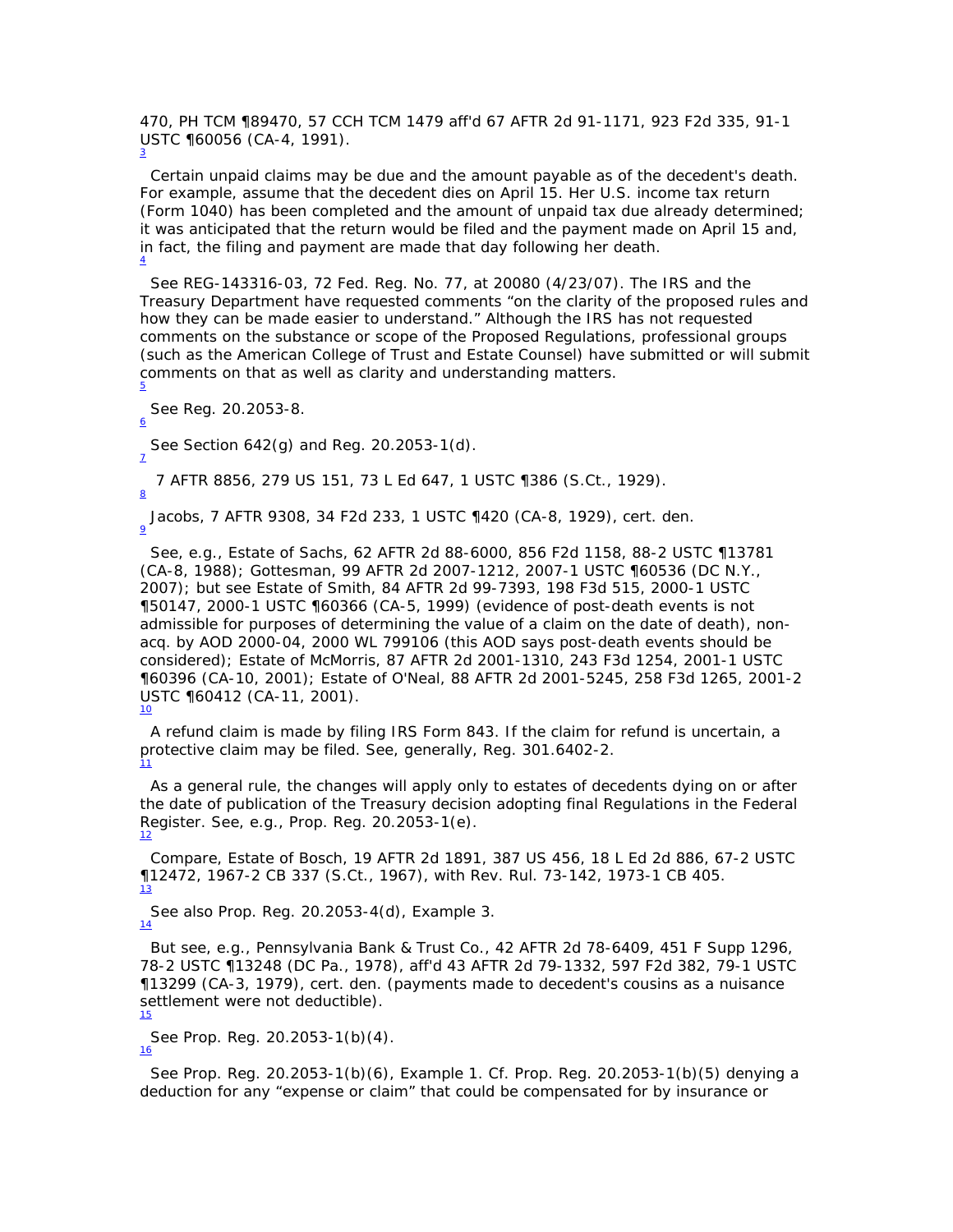470, PH TCM ¶89470, 57 CCH TCM 1479 aff'd 67 AFTR 2d 91-1171, 923 F2d 335, 91-1 USTC ¶60056 (CA-4, 1991).

3

Certain unpaid claims may be due and the amount payable as of the decedent's death. For example, assume that the decedent dies on April 15. Her U.S. income tax return (Form 1040) has been completed and the amount of unpaid tax due already determined; it was anticipated that the return would be filed and the payment made on April 15 and, in fact, the filing and payment are made that day following her death.

4

See REG-143316-03, 72 Fed. Reg. No. 77, at 20080 (4/23/07). The IRS and the Treasury Department have requested comments "on the clarity of the proposed rules and how they can be made easier to understand." Although the IRS has not requested comments on the substance or scope of the Proposed Regulations, professional groups (such as the American College of Trust and Estate Counsel) have submitted or will submit comments on that as well as clarity and understanding matters.

5

See Reg. 20.2053-8.

6

See Section 642(g) and Reg. 20.2053-1(d).

7

7 AFTR 8856, 279 US 151, 73 L Ed 647, 1 USTC ¶386 (S.Ct., 1929).

8

Jacobs, 7 AFTR 9308, 34 F2d 233, 1 USTC ¶420 (CA-8, 1929), cert. den.

9

See, e.g., Estate of Sachs, 62 AFTR 2d 88-6000, 856 F2d 1158, 88-2 USTC ¶13781 (CA-8, 1988); Gottesman, 99 AFTR 2d 2007-1212, 2007-1 USTC ¶60536 (DC N.Y., 2007); but see Estate of Smith, 84 AFTR 2d 99-7393, 198 F3d 515, 2000-1 USTC ¶50147, 2000-1 USTC ¶60366 (CA-5, 1999) (evidence of post-death events is not admissible for purposes of determining the value of a claim on the date of death), non-acq. by AOD 2000-04, 2000 WL 799106 (this AOD says post-death events should be considered); Estate of McMorris, 87 AFTR 2d 2001-1310, 243 F3d 1254, 2001-1 USTC ¶60396 (CA-10, 2001); Estate of O'Neal, 88 AFTR 2d 2001-5245, 258 F3d 1265, 2001-2 USTC ¶60412 (CA-11, 2001).

10

A refund claim is made by filing IRS Form 843. If the claim for refund is uncertain, a protective claim may be filed. See, generally, Reg. 301.6402-2.

11

As a general rule, the changes will apply only to estates of decedents dying on or after the date of publication of the Treasury decision adopting final Regulations in the Federal Register. See, e.g., Prop. Reg. 20.2053-1(e).

12

Compare, Estate of Bosch, 19 AFTR 2d 1891, 387 US 456, 18 L Ed 2d 886, 67-2 USTC ¶12472, 1967-2 CB 337 (S.Ct., 1967), with Rev. Rul. 73-142, 1973-1 CB 405.

13

See also Prop. Reg. 20.2053-4(d), Example 3.

14

But see, e.g., Pennsylvania Bank & Trust Co., 42 AFTR 2d 78-6409, 451 F Supp 1296, 78-2 USTC ¶13248 (DC Pa., 1978), aff'd 43 AFTR 2d 79-1332, 597 F2d 382, 79-1 USTC ¶13299 (CA-3, 1979), cert. den. (payments made to decedent's cousins as a nuisance settlement were not deductible).

15

See Prop. Reg. 20.2053-1(b)(4).

16

See Prop. Reg. 20.2053-1(b)(6), Example 1. Cf. Prop. Reg. 20.2053-1(b)(5) denying a deduction for any "expense or claim" that could be compensated for by insurance or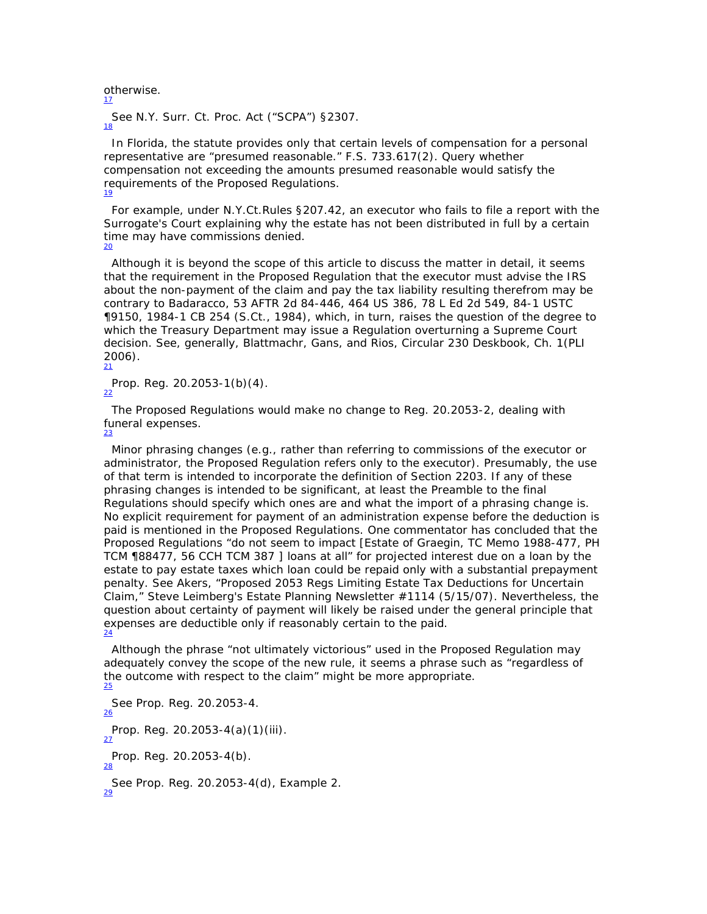otherwise.

[17] See N.Y. Surr. Ct. Proc. Act (“SCPA”) §2307.

[18] In Florida, the statute provides only that certain levels of compensation for a personal representative are “presumed reasonable.” F.S. 733.617(2). Query whether compensation not exceeding the amounts presumed reasonable would satisfy the requirements of the Proposed Regulations.

[19] For example, under N.Y.Ct.Rules §207.42, an executor who fails to file a report with the Surrogate's Court explaining why the estate has not been distributed in full by a certain time may have commissions denied.

[20] Although it is beyond the scope of this article to discuss the matter in detail, it seems that the requirement in the Proposed Regulation that the executor must advise the IRS about the non-payment of the claim and pay the tax liability resulting therefrom may be contrary to Badaracco, 53 AFTR 2d 84-446, 464 US 386, 78 L Ed 2d 549, 84-1 USTC ¶9150, 1984-1 CB 254 (S.Ct., 1984), which, in turn, raises the question of the degree to which the Treasury Department may issue a Regulation overturning a Supreme Court decision. See, generally, Blattmachr, Gans, and Rios, Circular 230 Deskbook, Ch. 1(PLI 2006).

[21] Prop. Reg. 20.2053-1(b)(4).

[22] The Proposed Regulations would make no change to Reg. 20.2053-2, dealing with funeral expenses.

[23] Minor phrasing changes (e.g., rather than referring to commissions of the executor or administrator, the Proposed Regulation refers only to the executor). Presumably, the use of that term is intended to incorporate the definition of Section 2203. If any of these phrasing changes is intended to be significant, at least the Preamble to the final Regulations should specify which ones are and what the import of a phrasing change is. No explicit requirement for payment of an administration expense before the deduction is paid is mentioned in the Proposed Regulations. One commentator has concluded that the Proposed Regulations “do not seem to impact [Estate of Graegin, TC Memo 1988-477, PH TCM ¶88477, 56 CCH TCM 387 ] loans at all” for projected interest due on a loan by the estate to pay estate taxes which loan could be repaid only with a substantial prepayment penalty. See Akers, “Proposed 2053 Regs Limiting Estate Tax Deductions for Uncertain Claim,” Steve Leimberg's Estate Planning Newsletter #1114 (5/15/07). Nevertheless, the question about certainty of payment will likely be raised under the general principle that expenses are deductible only if reasonably certain to the paid.

[24] Although the phrase “not ultimately victorious” used in the Proposed Regulation may adequately convey the scope of the new rule, it seems a phrase such as “regardless of the outcome with respect to the claim” might be more appropriate.

[25] See Prop. Reg. 20.2053-4.

[26] Prop. Reg. 20.2053-4(a)(1)(iii).

[27] Prop. Reg. 20.2053-4(b).

[28] See Prop. Reg. 20.2053-4(d), Example 2.

[29]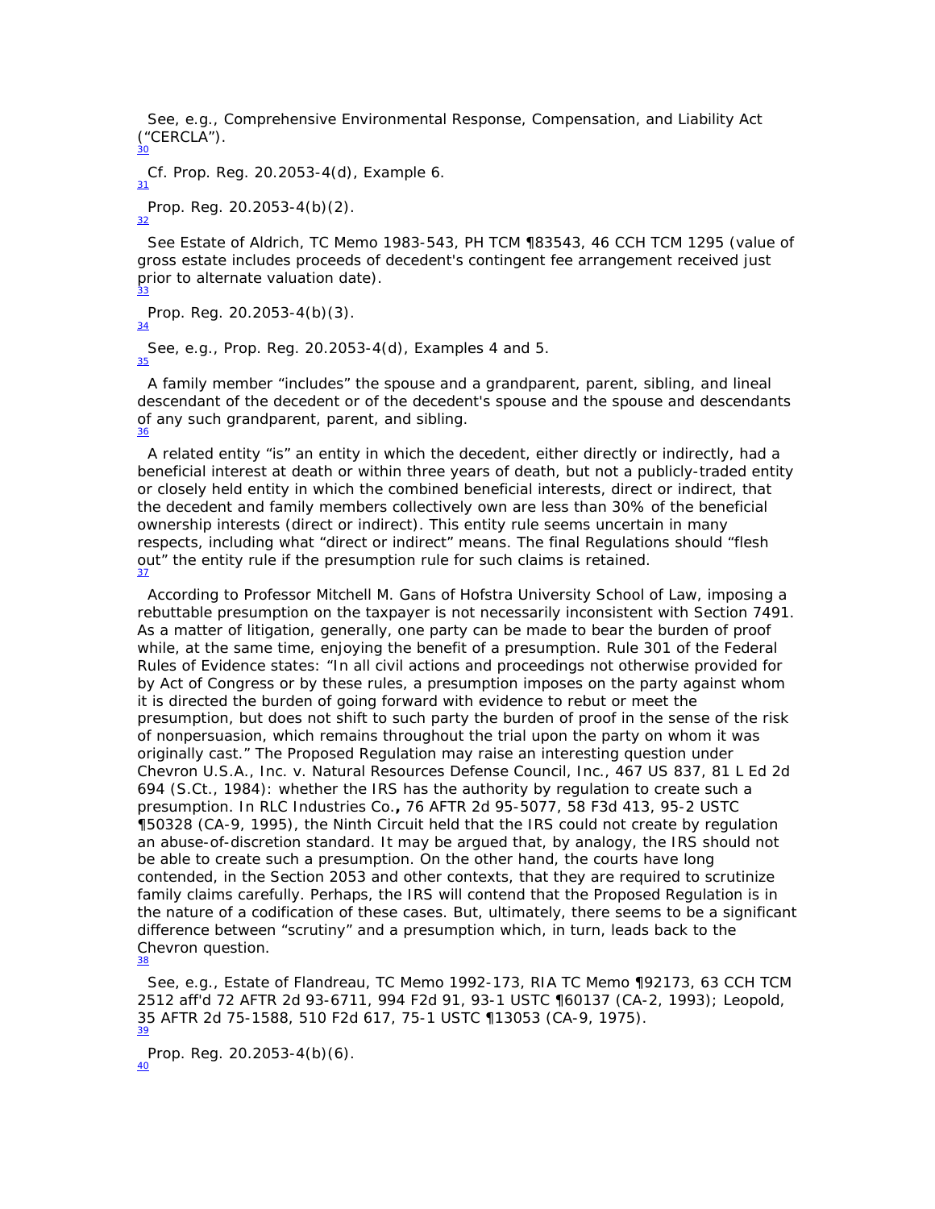See, e.g., Comprehensive Environmental Response, Compensation, and Liability Act ("CERCLA").
30

Cf. Prop. Reg. 20.2053-4(d), Example 6.
31

Prop. Reg. 20.2053-4(b)(2).
32

See Estate of Aldrich, TC Memo 1983-543, PH TCM ¶83543, 46 CCH TCM 1295 (value of gross estate includes proceeds of decedent's contingent fee arrangement received just prior to alternate valuation date).
33

Prop. Reg. 20.2053-4(b)(3).
34

See, e.g., Prop. Reg. 20.2053-4(d), Examples 4 and 5.
35

A family member "includes" the spouse and a grandparent, parent, sibling, and lineal descendant of the decedent or of the decedent's spouse and the spouse and descendants of any such grandparent, parent, and sibling.
36

A related entity "is" an entity in which the decedent, either directly or indirectly, had a beneficial interest at death or within three years of death, but not a publicly-traded entity or closely held entity in which the combined beneficial interests, direct or indirect, that the decedent and family members collectively own are less than 30% of the beneficial ownership interests (direct or indirect). This entity rule seems uncertain in many respects, including what "direct or indirect" means. The final Regulations should "flesh out" the entity rule if the presumption rule for such claims is retained.
37

According to Professor Mitchell M. Gans of Hofstra University School of Law, imposing a rebuttable presumption on the taxpayer is not necessarily inconsistent with Section 7491. As a matter of litigation, generally, one party can be made to bear the burden of proof while, at the same time, enjoying the benefit of a presumption. Rule 301 of the Federal Rules of Evidence states: "In all civil actions and proceedings not otherwise provided for by Act of Congress or by these rules, a presumption imposes on the party against whom it is directed the burden of going forward with evidence to rebut or meet the presumption, but does not shift to such party the burden of proof in the sense of the risk of nonpersuasion, which remains throughout the trial upon the party on whom it was originally cast." The Proposed Regulation may raise an interesting question under Chevron U.S.A., Inc. v. Natural Resources Defense Council, Inc., 467 US 837, 81 L Ed 2d 694 (S.Ct., 1984): whether the IRS has the authority by regulation to create such a presumption. In RLC Industries Co.**,** 76 AFTR 2d 95-5077, 58 F3d 413, 95-2 USTC ¶50328 (CA-9, 1995), the Ninth Circuit held that the IRS could not create by regulation an abuse-of-discretion standard. It may be argued that, by analogy, the IRS should not be able to create such a presumption. On the other hand, the courts have long contended, in the Section 2053 and other contexts, that they are required to scrutinize family claims carefully. Perhaps, the IRS will contend that the Proposed Regulation is in the nature of a codification of these cases. But, ultimately, there seems to be a significant difference between "scrutiny" and a presumption which, in turn, leads back to the Chevron question.
38

See, e.g., Estate of Flandreau, TC Memo 1992-173, RIA TC Memo ¶92173, 63 CCH TCM 2512 aff'd 72 AFTR 2d 93-6711, 994 F2d 91, 93-1 USTC ¶60137 (CA-2, 1993); Leopold, 35 AFTR 2d 75-1588, 510 F2d 617, 75-1 USTC ¶13053 (CA-9, 1975).
39

Prop. Reg. 20.2053-4(b)(6).
40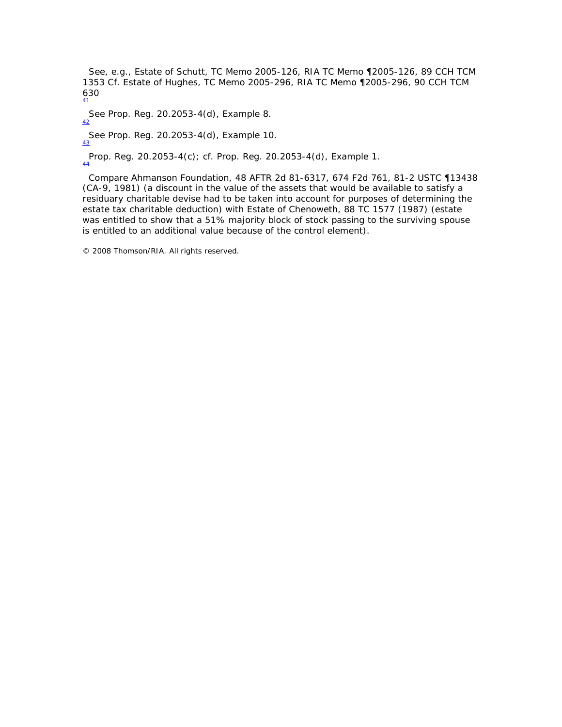See, e.g., Estate of Schutt, TC Memo 2005-126, RIA TC Memo ¶2005-126, 89 CCH TCM 1353 Cf. Estate of Hughes, TC Memo 2005-296, RIA TC Memo ¶2005-296, 90 CCH TCM 630

[41] See Prop. Reg. 20.2053-4(d), Example 8.

[42] See Prop. Reg. 20.2053-4(d), Example 10.

[43] Prop. Reg. 20.2053-4(c); cf. Prop. Reg. 20.2053-4(d), Example 1.

[44] Compare Ahmanson Foundation, 48 AFTR 2d 81-6317, 674 F2d 761, 81-2 USTC ¶13438 (CA-9, 1981) (a discount in the value of the assets that would be available to satisfy a residuary charitable devise had to be taken into account for purposes of determining the estate tax charitable deduction) with Estate of Chenoweth, 88 TC 1577 (1987) (estate was entitled to show that a 51% majority block of stock passing to the surviving spouse is entitled to an additional value because of the control element).

© 2008 Thomson/RIA. All rights reserved.